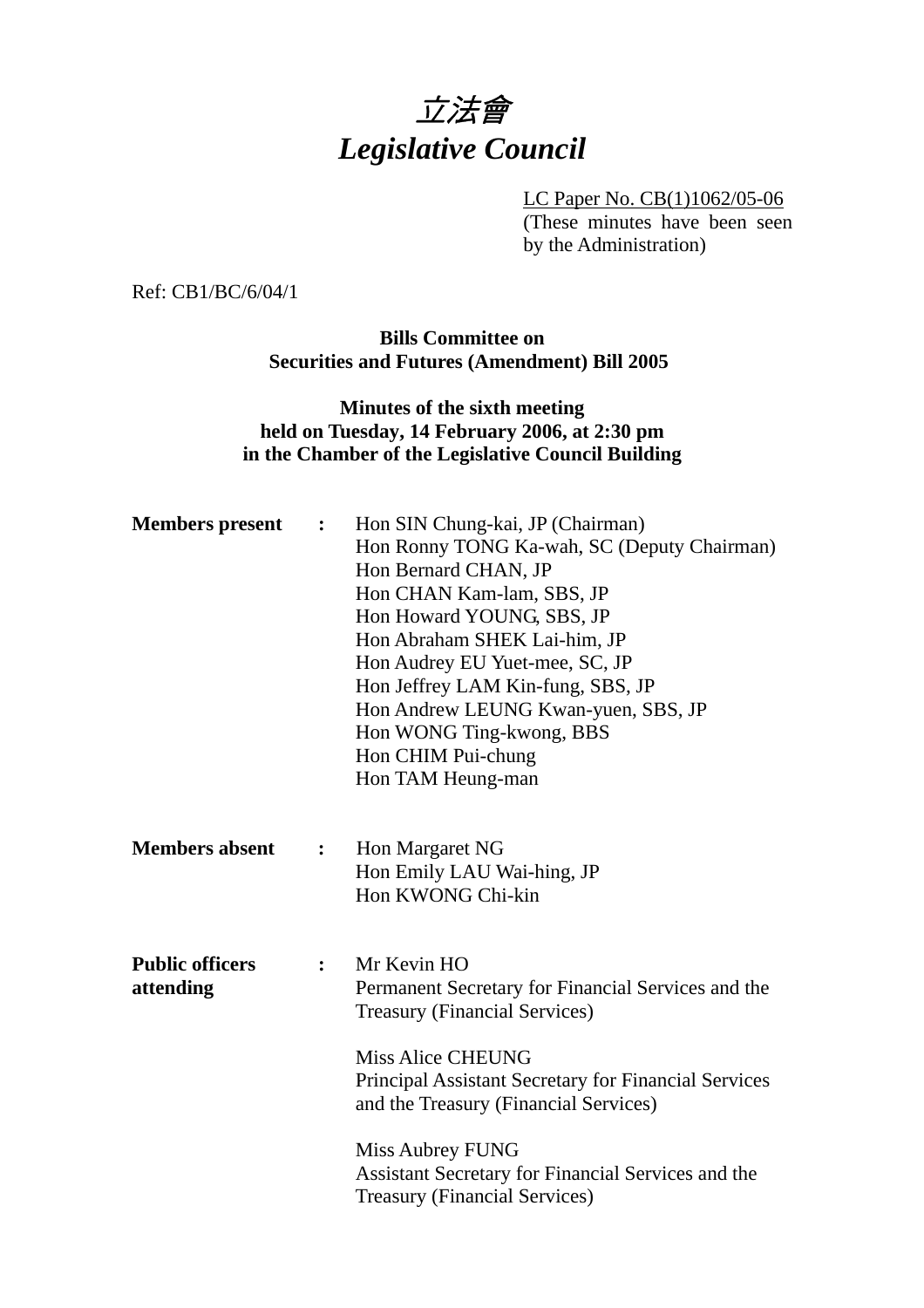# *立法會*
# *Legislative Council*

LC Paper No. CB(1)1062/05-06
(These minutes have been seen by the Administration)

Ref: CB1/BC/6/04/1

**Bills Committee on**
**Securities and Futures (Amendment) Bill 2005**

**Minutes of the sixth meeting**
**held on Tuesday, 14 February 2006, at 2:30 pm**
**in the Chamber of the Legislative Council Building**

**Members present** :
Hon SIN Chung-kai, JP (Chairman)
Hon Ronny TONG Ka-wah, SC (Deputy Chairman)
Hon Bernard CHAN, JP
Hon CHAN Kam-lam, SBS, JP
Hon Howard YOUNG, SBS, JP
Hon Abraham SHEK Lai-him, JP
Hon Audrey EU Yuet-mee, SC, JP
Hon Jeffrey LAM Kin-fung, SBS, JP
Hon Andrew LEUNG Kwan-yuen, SBS, JP
Hon WONG Ting-kwong, BBS
Hon CHIM Pui-chung
Hon TAM Heung-man

**Members absent** :
Hon Margaret NG
Hon Emily LAU Wai-hing, JP
Hon KWONG Chi-kin

**Public officers attending** :
Mr Kevin HO
Permanent Secretary for Financial Services and the Treasury (Financial Services)

Miss Alice CHEUNG
Principal Assistant Secretary for Financial Services and the Treasury (Financial Services)

Miss Aubrey FUNG
Assistant Secretary for Financial Services and the Treasury (Financial Services)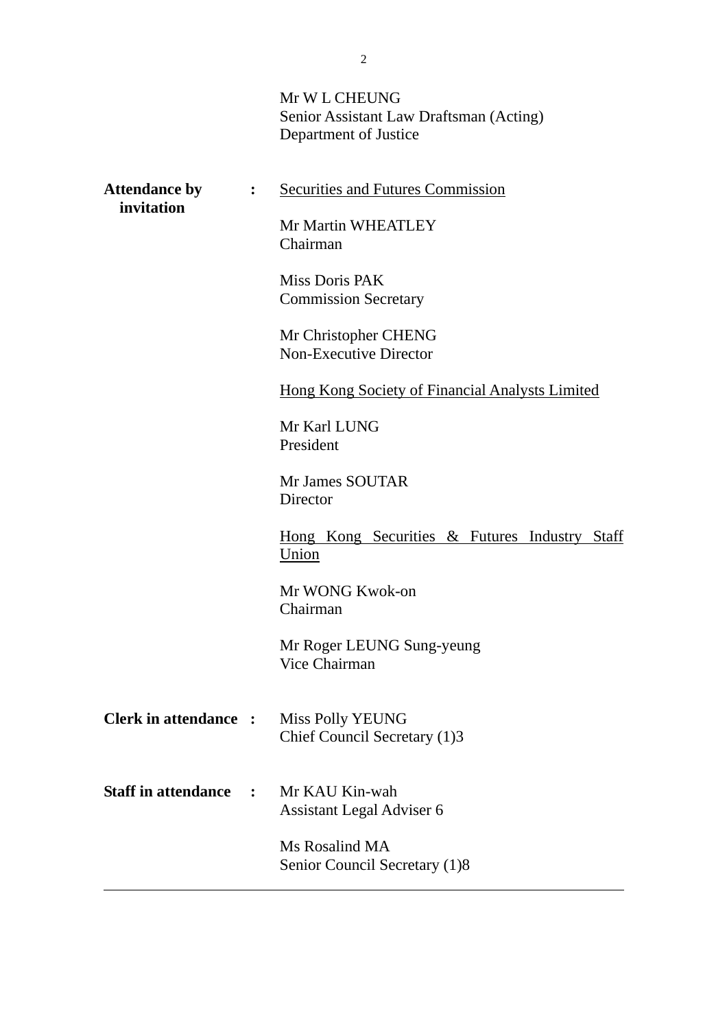Mr W L CHEUNG
Senior Assistant Law Draftsman (Acting)
Department of Justice

| | | |
|---|---|---|
| **Attendance by invitation** | **:** | Securities and Futures Commission<br><br>Mr Martin WHEATLEY<br>Chairman<br><br>Miss Doris PAK<br>Commission Secretary<br><br>Mr Christopher CHENG<br>Non-Executive Director<br><br>Hong Kong Society of Financial Analysts Limited<br><br>Mr Karl LUNG<br>President<br><br>Mr James SOUTAR<br>Director<br><br>Hong Kong Securities & Futures Industry Staff Union<br><br>Mr WONG Kwok-on<br>Chairman<br><br>Mr Roger LEUNG Sung-yeung<br>Vice Chairman |
| **Clerk in attendance** | **:** | Miss Polly YEUNG<br>Chief Council Secretary (1)3 |
| **Staff in attendance** | **:** | Mr KAU Kin-wah<br>Assistant Legal Adviser 6<br><br>Ms Rosalind MA<br>Senior Council Secretary (1)8 |

---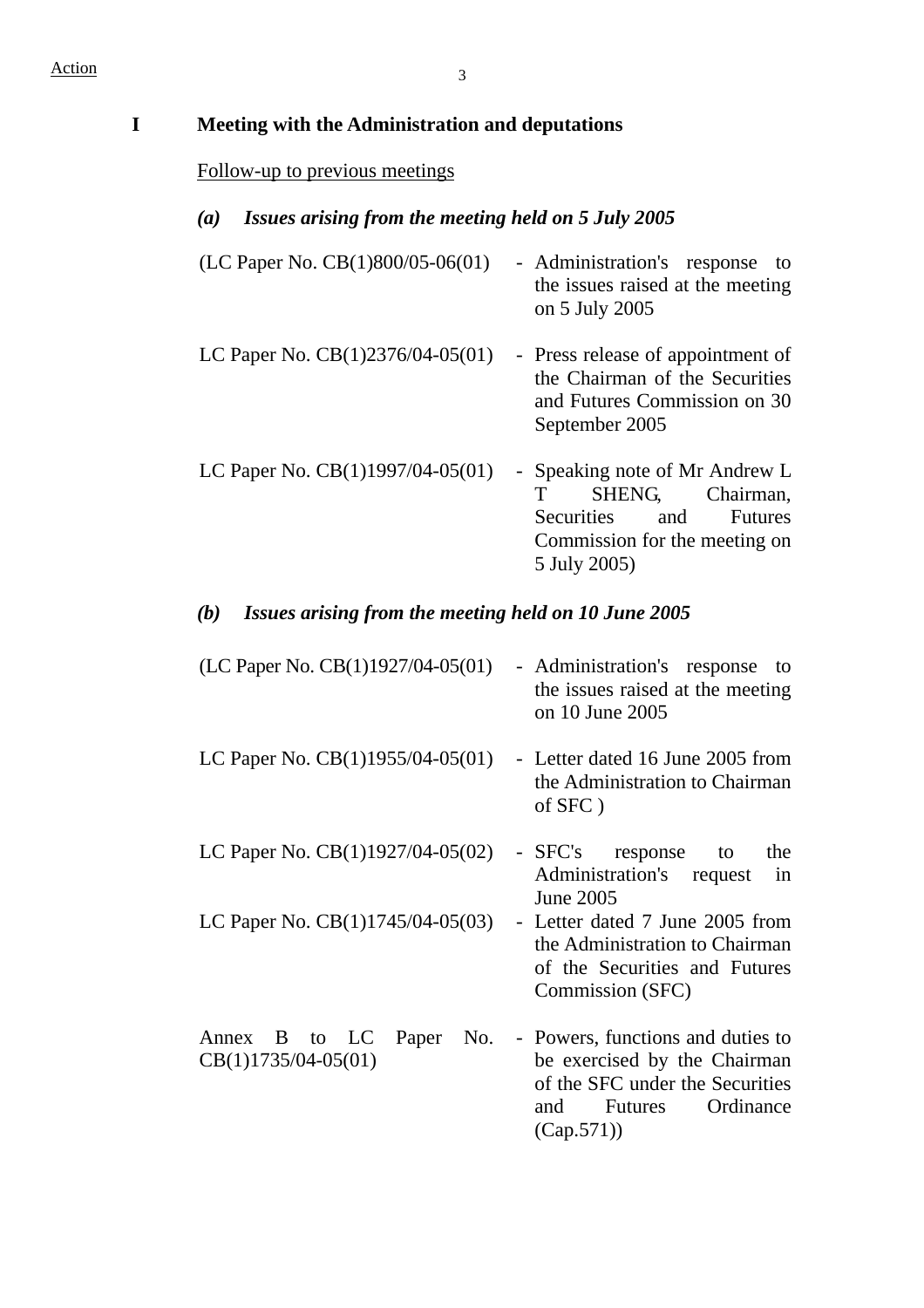Action

## I Meeting with the Administration and deputations

Follow-up to previous meetings

### *(a) Issues arising from the meeting held on 5 July 2005*

(LC Paper No. CB(1)800/05-06(01) - Administration's response to the issues raised at the meeting on 5 July 2005

LC Paper No. CB(1)2376/04-05(01) - Press release of appointment of the Chairman of the Securities and Futures Commission on 30 September 2005

LC Paper No. CB(1)1997/04-05(01) - Speaking note of Mr Andrew L T SHENG, Chairman, Securities and Futures Commission for the meeting on 5 July 2005)

### *(b) Issues arising from the meeting held on 10 June 2005*

(LC Paper No. CB(1)1927/04-05(01) - Administration's response to the issues raised at the meeting on 10 June 2005

LC Paper No. CB(1)1955/04-05(01) - Letter dated 16 June 2005 from the Administration to Chairman of SFC )

LC Paper No. CB(1)1927/04-05(02) - SFC's response to the Administration's request in June 2005

LC Paper No. CB(1)1745/04-05(03) - Letter dated 7 June 2005 from the Administration to Chairman of the Securities and Futures Commission (SFC)

Annex B to LC Paper No. CB(1)1735/04-05(01) - Powers, functions and duties to be exercised by the Chairman of the SFC under the Securities and Futures Ordinance (Cap.571))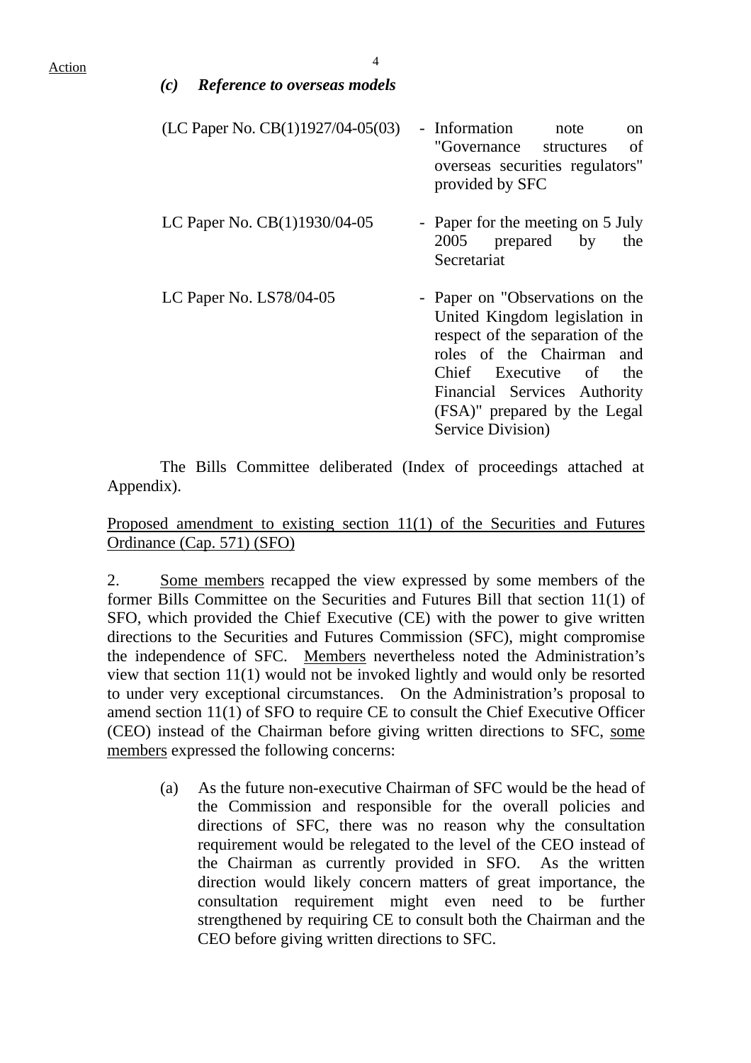Action

### *(c) Reference to overseas models*

| | |
|---|---|
| (LC Paper No. CB(1)1927/04-05(03) | - Information note on "Governance structures of overseas securities regulators" provided by SFC |
| LC Paper No. CB(1)1930/04-05 | - Paper for the meeting on 5 July 2005 prepared by the Secretariat |
| LC Paper No. LS78/04-05 | - Paper on "Observations on the United Kingdom legislation in respect of the separation of the roles of the Chairman and Chief Executive of the Financial Services Authority (FSA)" prepared by the Legal Service Division) |

The Bills Committee deliberated (Index of proceedings attached at Appendix).

Proposed amendment to existing section 11(1) of the Securities and Futures Ordinance (Cap. 571) (SFO)

2. Some members recapped the view expressed by some members of the former Bills Committee on the Securities and Futures Bill that section 11(1) of SFO, which provided the Chief Executive (CE) with the power to give written directions to the Securities and Futures Commission (SFC), might compromise the independence of SFC. Members nevertheless noted the Administration's view that section 11(1) would not be invoked lightly and would only be resorted to under very exceptional circumstances. On the Administration's proposal to amend section 11(1) of SFO to require CE to consult the Chief Executive Officer (CEO) instead of the Chairman before giving written directions to SFC, some members expressed the following concerns:

(a) As the future non-executive Chairman of SFC would be the head of the Commission and responsible for the overall policies and directions of SFC, there was no reason why the consultation requirement would be relegated to the level of the CEO instead of the Chairman as currently provided in SFO. As the written direction would likely concern matters of great importance, the consultation requirement might even need to be further strengthened by requiring CE to consult both the Chairman and the CEO before giving written directions to SFC.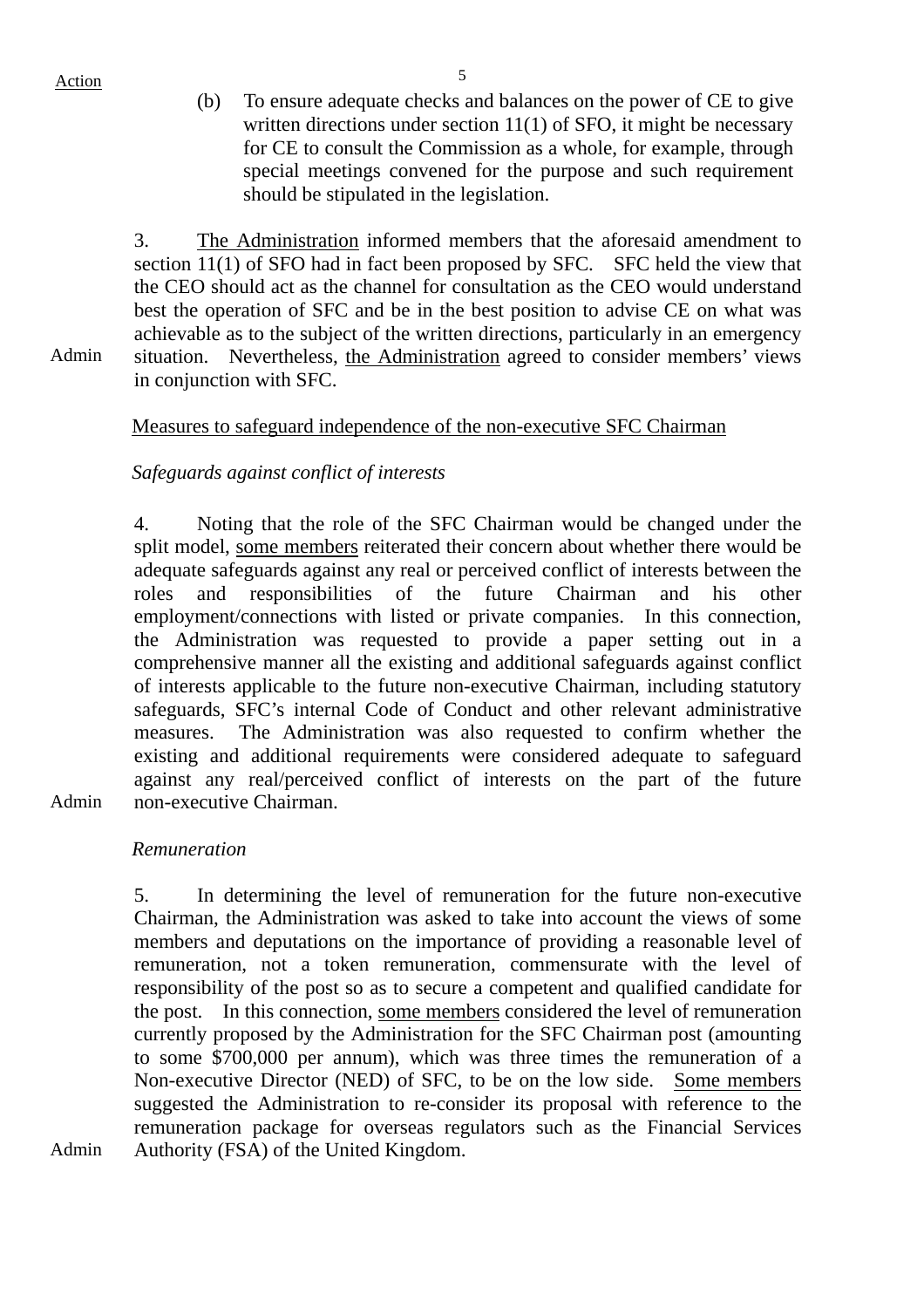Action

(b) To ensure adequate checks and balances on the power of CE to give written directions under section 11(1) of SFO, it might be necessary for CE to consult the Commission as a whole, for example, through special meetings convened for the purpose and such requirement should be stipulated in the legislation.

3. The Administration informed members that the aforesaid amendment to section 11(1) of SFO had in fact been proposed by SFC. SFC held the view that the CEO should act as the channel for consultation as the CEO would understand best the operation of SFC and be in the best position to advise CE on what was achievable as to the subject of the written directions, particularly in an emergency situation. Nevertheless, the Administration agreed to consider members' views in conjunction with SFC. — Admin

Measures to safeguard independence of the non-executive SFC Chairman

*Safeguards against conflict of interests*

4. Noting that the role of the SFC Chairman would be changed under the split model, some members reiterated their concern about whether there would be adequate safeguards against any real or perceived conflict of interests between the roles and responsibilities of the future Chairman and his other employment/connections with listed or private companies. In this connection, the Administration was requested to provide a paper setting out in a comprehensive manner all the existing and additional safeguards against conflict of interests applicable to the future non-executive Chairman, including statutory safeguards, SFC's internal Code of Conduct and other relevant administrative measures. The Administration was also requested to confirm whether the existing and additional requirements were considered adequate to safeguard against any real/perceived conflict of interests on the part of the future non-executive Chairman. — Admin

*Remuneration*

5. In determining the level of remuneration for the future non-executive Chairman, the Administration was asked to take into account the views of some members and deputations on the importance of providing a reasonable level of remuneration, not a token remuneration, commensurate with the level of responsibility of the post so as to secure a competent and qualified candidate for the post. In this connection, some members considered the level of remuneration currently proposed by the Administration for the SFC Chairman post (amounting to some $700,000 per annum), which was three times the remuneration of a Non-executive Director (NED) of SFC, to be on the low side. Some members suggested the Administration to re-consider its proposal with reference to the remuneration package for overseas regulators such as the Financial Services Authority (FSA) of the United Kingdom. — Admin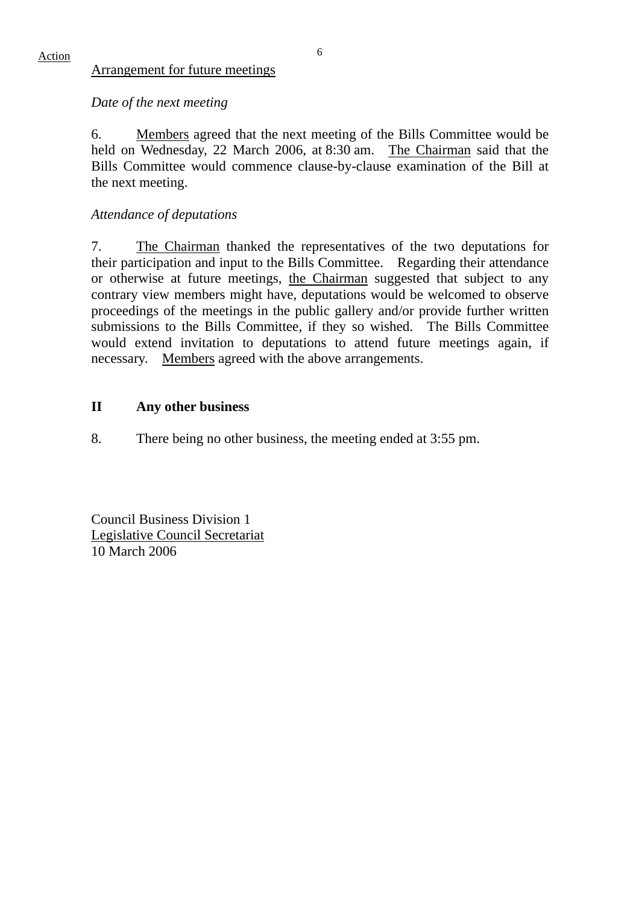Action

Arrangement for future meetings

*Date of the next meeting*

6. Members agreed that the next meeting of the Bills Committee would be held on Wednesday, 22 March 2006, at 8:30 am. The Chairman said that the Bills Committee would commence clause-by-clause examination of the Bill at the next meeting.

*Attendance of deputations*

7. The Chairman thanked the representatives of the two deputations for their participation and input to the Bills Committee. Regarding their attendance or otherwise at future meetings, the Chairman suggested that subject to any contrary view members might have, deputations would be welcomed to observe proceedings of the meetings in the public gallery and/or provide further written submissions to the Bills Committee, if they so wished. The Bills Committee would extend invitation to deputations to attend future meetings again, if necessary. Members agreed with the above arrangements.

## II Any other business

8. There being no other business, the meeting ended at 3:55 pm.

Council Business Division 1
Legislative Council Secretariat
10 March 2006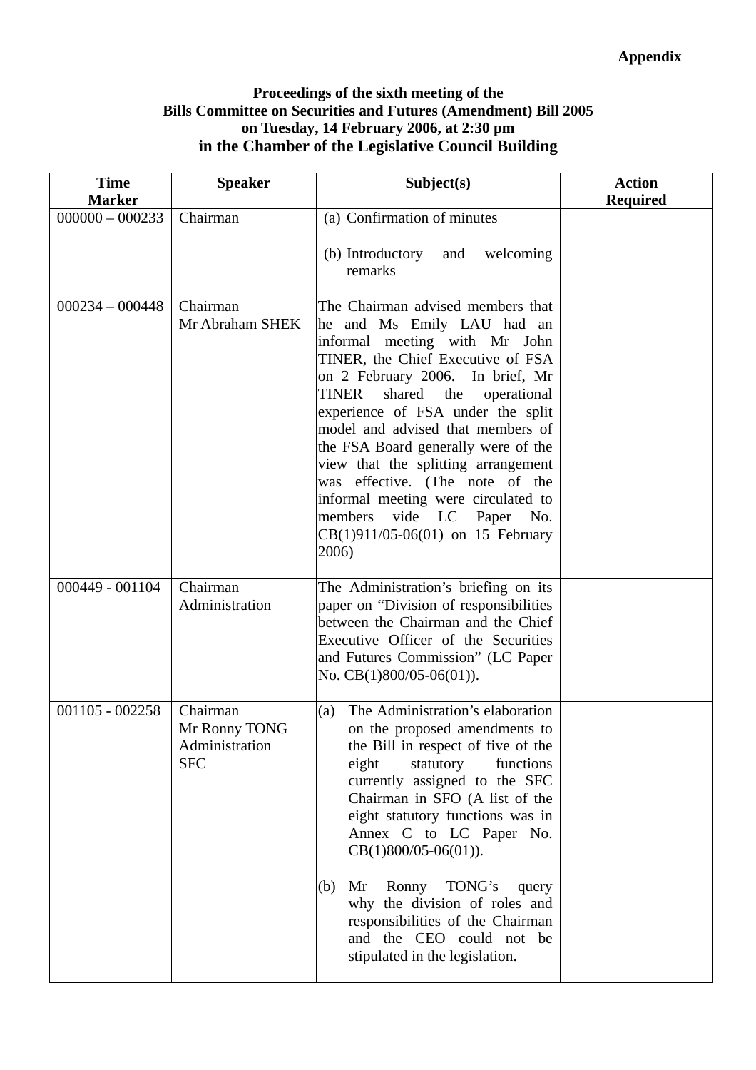**Appendix**

**Proceedings of the sixth meeting of the Bills Committee on Securities and Futures (Amendment) Bill 2005 on Tuesday, 14 February 2006, at 2:30 pm in the Chamber of the Legislative Council Building**

| Time Marker | Speaker | Subject(s) | Action Required |
|---|---|---|---|
| 000000 – 000233 | Chairman | (a) Confirmation of minutes<br><br>(b) Introductory and welcoming remarks | |
| 000234 – 000448 | Chairman<br>Mr Abraham SHEK | The Chairman advised members that he and Ms Emily LAU had an informal meeting with Mr John TINER, the Chief Executive of FSA on 2 February 2006. In brief, Mr TINER shared the operational experience of FSA under the split model and advised that members of the FSA Board generally were of the view that the splitting arrangement was effective. (The note of the informal meeting were circulated to members vide LC Paper No. CB(1)911/05-06(01) on 15 February 2006) | |
| 000449 - 001104 | Chairman<br>Administration | The Administration's briefing on its paper on "Division of responsibilities between the Chairman and the Chief Executive Officer of the Securities and Futures Commission" (LC Paper No. CB(1)800/05-06(01)). | |
| 001105 - 002258 | Chairman<br>Mr Ronny TONG<br>Administration<br>SFC | (a) The Administration's elaboration on the proposed amendments to the Bill in respect of five of the eight statutory functions currently assigned to the SFC Chairman in SFO (A list of the eight statutory functions was in Annex C to LC Paper No. CB(1)800/05-06(01)).<br><br>(b) Mr Ronny TONG's query why the division of roles and responsibilities of the Chairman and the CEO could not be stipulated in the legislation. | |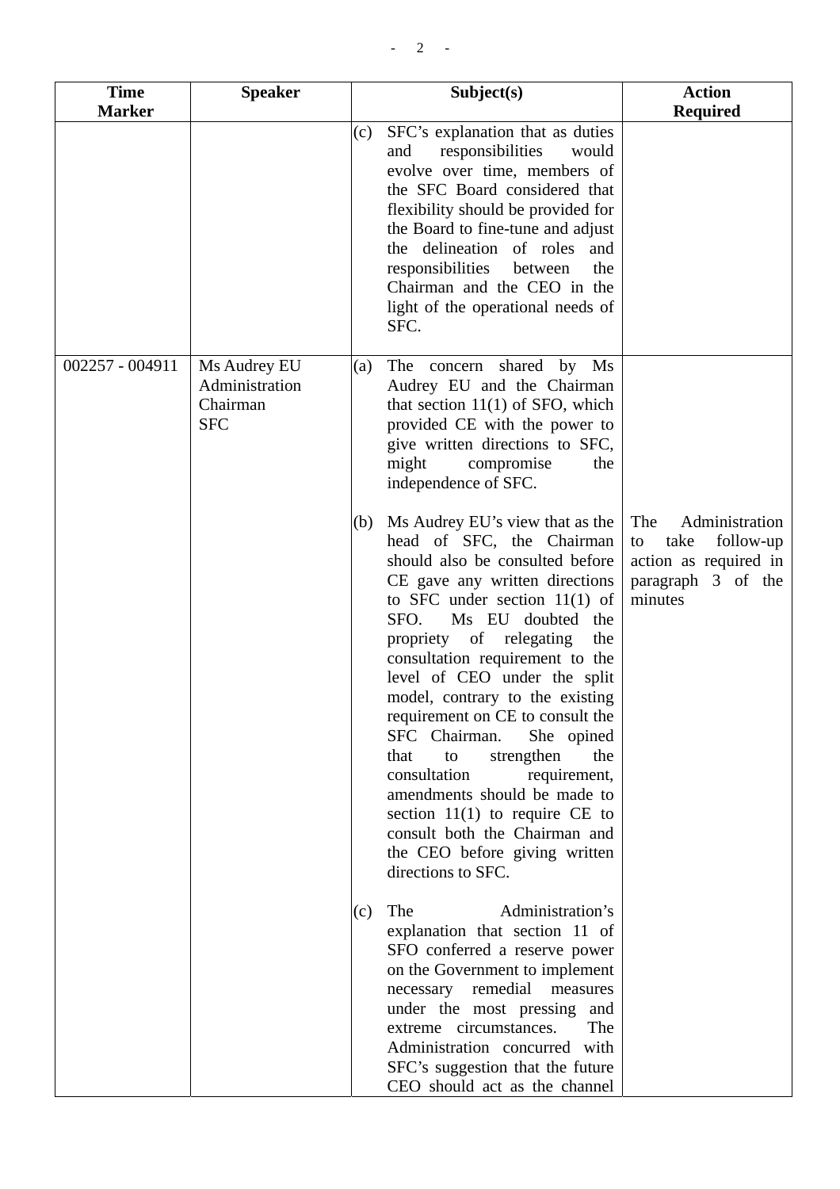| Time Marker | Speaker | Subject(s) | Action Required |
|---|---|---|---|
| | | (c) SFC's explanation that as duties and responsibilities would evolve over time, members of the SFC Board considered that flexibility should be provided for the Board to fine-tune and adjust the delineation of roles and responsibilities between the Chairman and the CEO in the light of the operational needs of SFC. | |
| 002257 - 004911 | Ms Audrey EU<br>Administration<br>Chairman<br>SFC | (a) The concern shared by Ms Audrey EU and the Chairman that section 11(1) of SFO, which provided CE with the power to give written directions to SFC, might compromise the independence of SFC. | |
| | | (b) Ms Audrey EU's view that as the head of SFC, the Chairman should also be consulted before CE gave any written directions to SFC under section 11(1) of SFO. Ms EU doubted the propriety of relegating the consultation requirement to the level of CEO under the split model, contrary to the existing requirement on CE to consult the SFC Chairman. She opined that to strengthen the consultation requirement, amendments should be made to section 11(1) to require CE to consult both the Chairman and the CEO before giving written directions to SFC. | The Administration to take follow-up action as required in paragraph 3 of the minutes |
| | | (c) The Administration's explanation that section 11 of SFO conferred a reserve power on the Government to implement necessary remedial measures under the most pressing and extreme circumstances. The Administration concurred with SFC's suggestion that the future CEO should act as the channel | |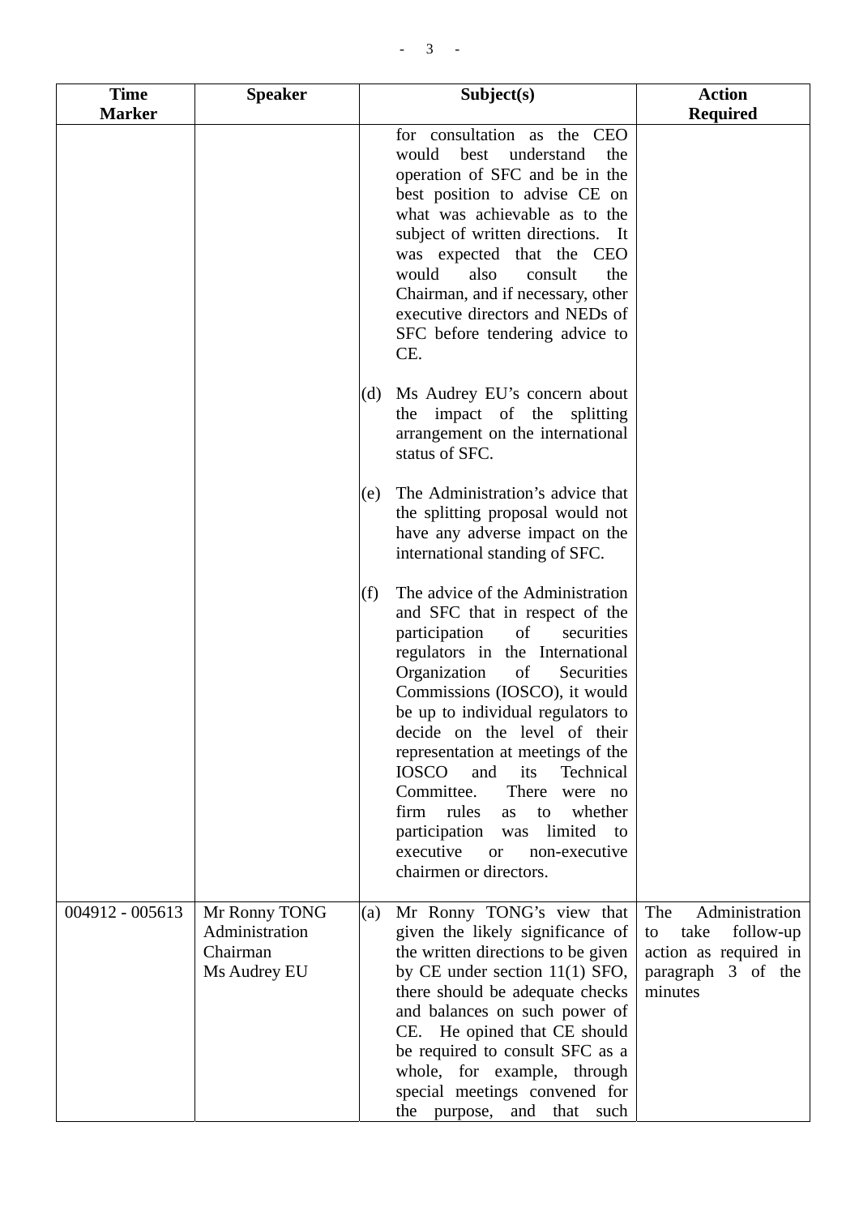| Time Marker | Speaker | Subject(s) | Action Required |
|---|---|---|---|
| | | for consultation as the CEO would best understand the operation of SFC and be in the best position to advise CE on what was achievable as to the subject of written directions. It was expected that the CEO would also consult the Chairman, and if necessary, other executive directors and NEDs of SFC before tendering advice to CE.<br><br>(d) Ms Audrey EU's concern about the impact of the splitting arrangement on the international status of SFC.<br><br>(e) The Administration's advice that the splitting proposal would not have any adverse impact on the international standing of SFC.<br><br>(f) The advice of the Administration and SFC that in respect of the participation of securities regulators in the International Organization of Securities Commissions (IOSCO), it would be up to individual regulators to decide on the level of their representation at meetings of the IOSCO and its Technical Committee. There were no firm rules as to whether participation was limited to executive or non-executive chairmen or directors. | |
| 004912 - 005613 | Mr Ronny TONG<br>Administration<br>Chairman<br>Ms Audrey EU | (a) Mr Ronny TONG's view that given the likely significance of the written directions to be given by CE under section 11(1) SFO, there should be adequate checks and balances on such power of CE. He opined that CE should be required to consult SFC as a whole, for example, through special meetings convened for the purpose, and that such | The Administration to take follow-up action as required in paragraph 3 of the minutes |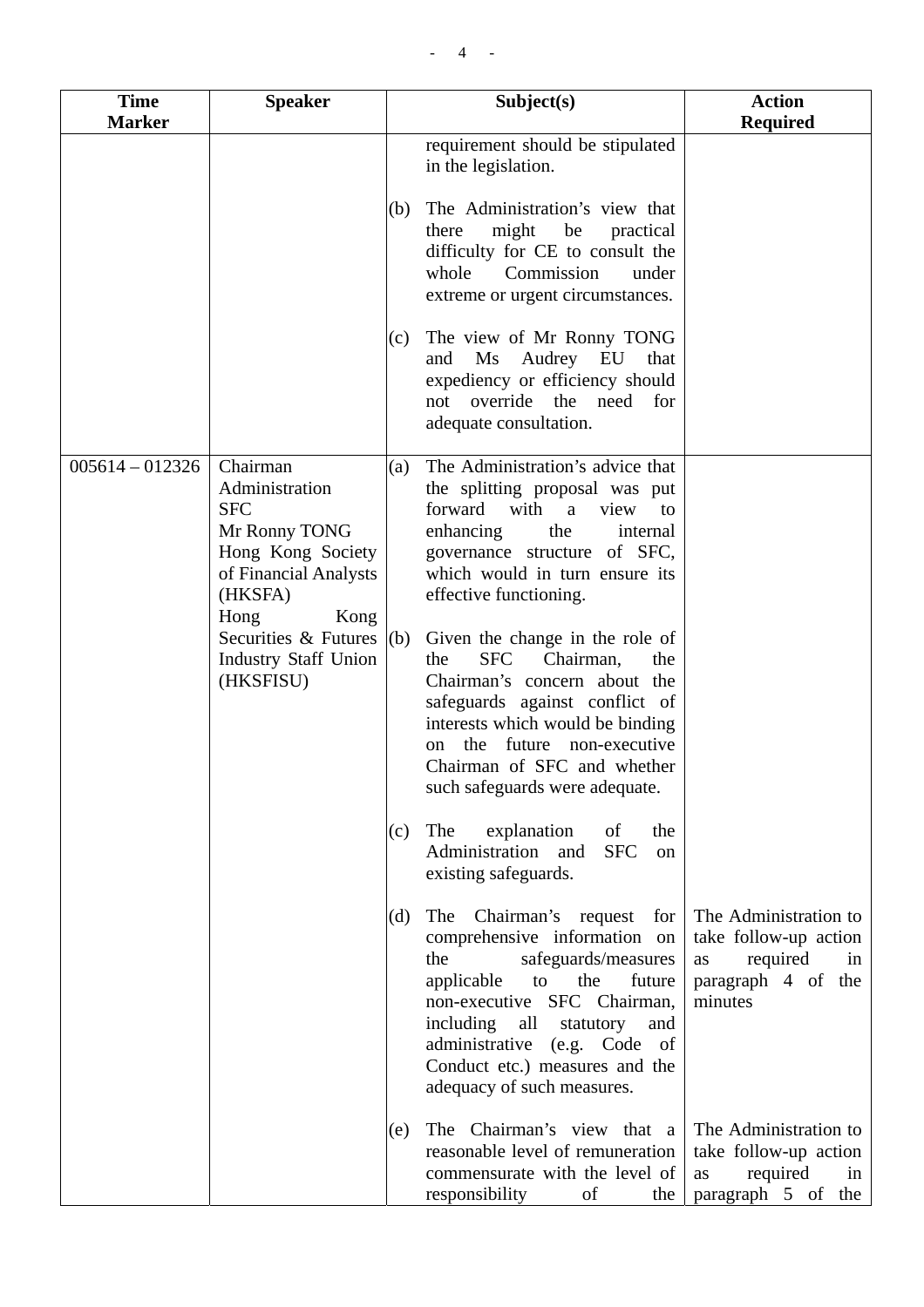| Time Marker | Speaker | Subject(s) | Action Required |
|---|---|---|---|
| | | requirement should be stipulated in the legislation.<br><br>(b) The Administration's view that there might be practical difficulty for CE to consult the whole Commission under extreme or urgent circumstances.<br><br>(c) The view of Mr Ronny TONG and Ms Audrey EU that expediency or efficiency should not override the need for adequate consultation. | |
| 005614 – 012326 | Chairman<br>Administration<br>SFC<br>Mr Ronny TONG<br>Hong Kong Society of Financial Analysts (HKSFA)<br>Hong Kong Securities & Futures Industry Staff Union (HKSFISU) | (a) The Administration's advice that the splitting proposal was put forward with a view to enhancing the internal governance structure of SFC, which would in turn ensure its effective functioning.<br><br>(b) Given the change in the role of the SFC Chairman, the Chairman's concern about the safeguards against conflict of interests which would be binding on the future non-executive Chairman of SFC and whether such safeguards were adequate.<br><br>(c) The explanation of the Administration and SFC on existing safeguards. | |
| | | (d) The Chairman's request for comprehensive information on the safeguards/measures applicable to the future non-executive SFC Chairman, including all statutory and administrative (e.g. Code of Conduct etc.) measures and the adequacy of such measures. | The Administration to take follow-up action as required in paragraph 4 of the minutes |
| | | (e) The Chairman's view that a reasonable level of remuneration commensurate with the level of responsibility of the | The Administration to take follow-up action as required in paragraph 5 of the |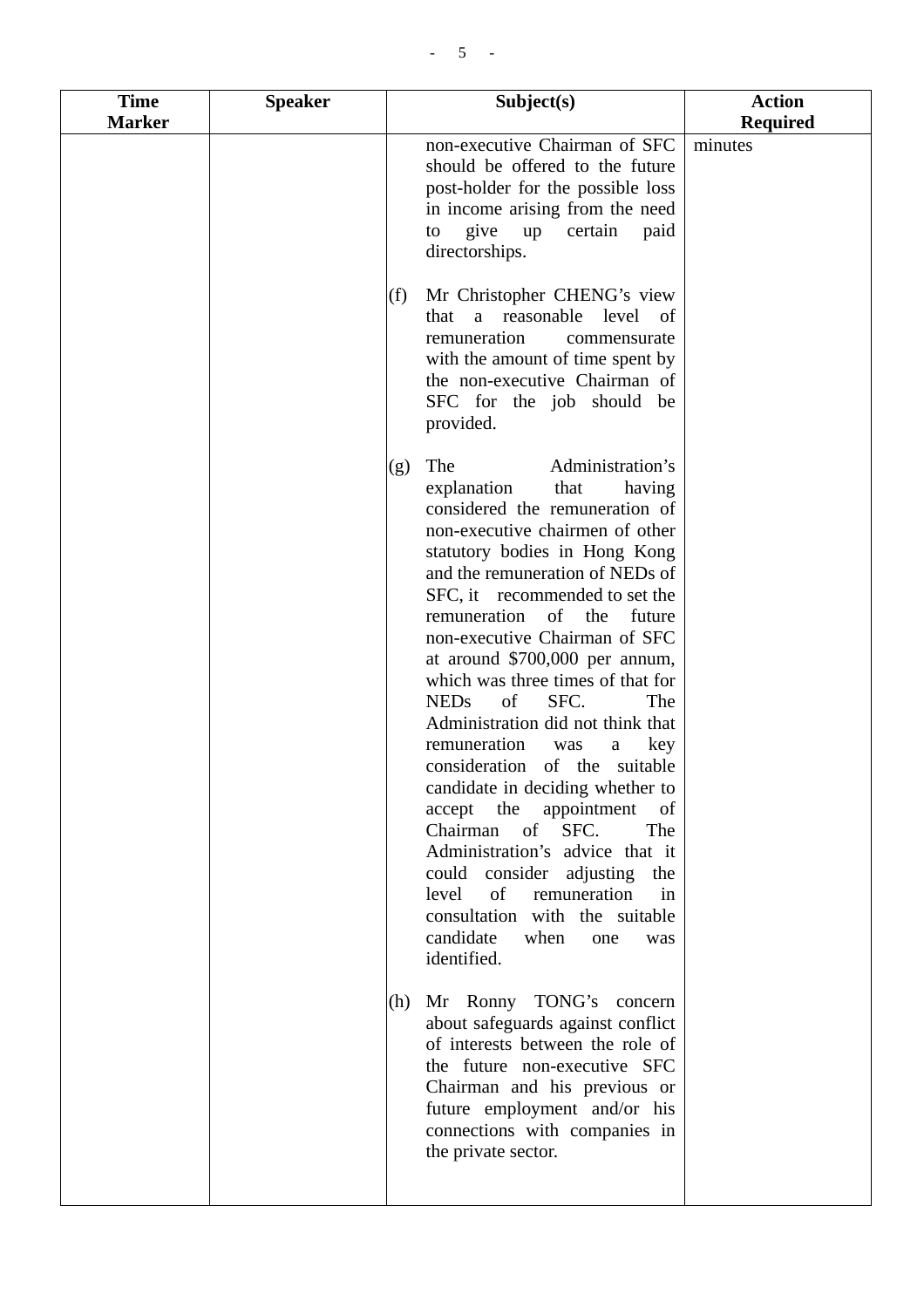| Time Marker | Speaker | Subject(s) | Action Required |
|---|---|---|---|
| | | non-executive Chairman of SFC should be offered to the future post-holder for the possible loss in income arising from the need to give up certain paid directorships.<br><br>(f) Mr Christopher CHENG's view that a reasonable level of remuneration commensurate with the amount of time spent by the non-executive Chairman of SFC for the job should be provided.<br><br>(g) The Administration's explanation that having considered the remuneration of non-executive chairmen of other statutory bodies in Hong Kong and the remuneration of NEDs of SFC, it recommended to set the remuneration of the future non-executive Chairman of SFC at around $700,000 per annum, which was three times of that for NEDs of SFC. The Administration did not think that remuneration was a key consideration of the suitable candidate in deciding whether to accept the appointment of Chairman of SFC. The Administration's advice that it could consider adjusting the level of remuneration in consultation with the suitable candidate when one was identified.<br><br>(h) Mr Ronny TONG's concern about safeguards against conflict of interests between the role of the future non-executive SFC Chairman and his previous or future employment and/or his connections with companies in the private sector. | minutes |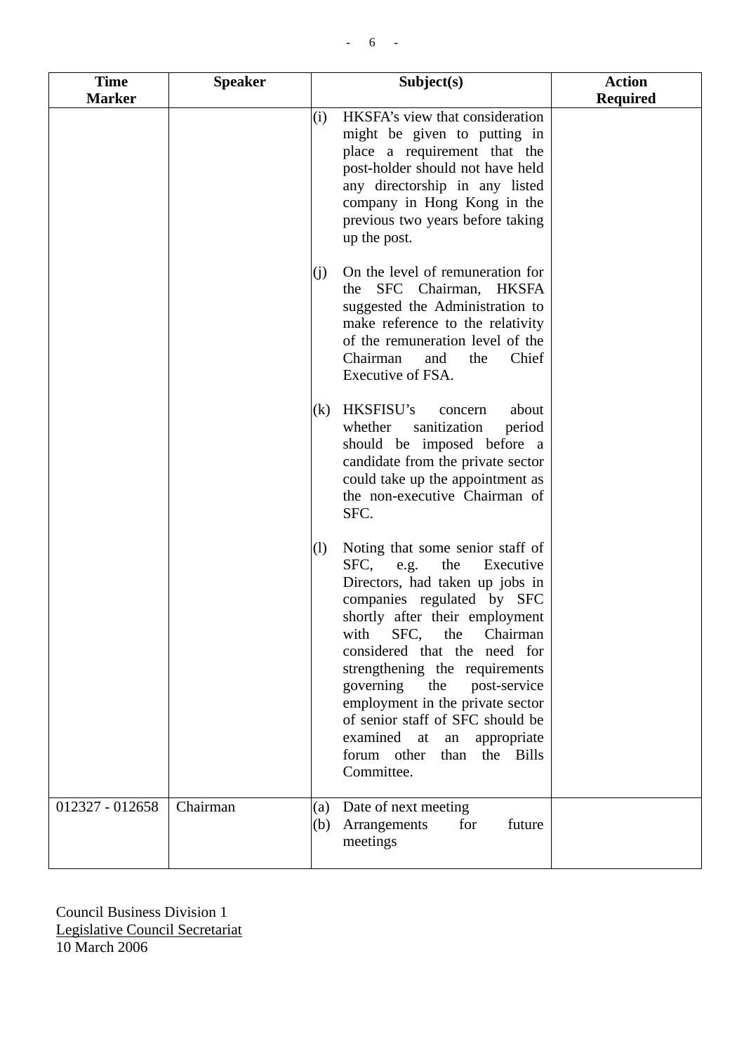| Time Marker | Speaker | Subject(s) | Action Required |
|---|---|---|---|
| | | (i) HKSFA's view that consideration might be given to putting in place a requirement that the post-holder should not have held any directorship in any listed company in Hong Kong in the previous two years before taking up the post.<br><br>(j) On the level of remuneration for the SFC Chairman, HKSFA suggested the Administration to make reference to the relativity of the remuneration level of the Chairman and the Chief Executive of FSA.<br><br>(k) HKSFISU's concern about whether sanitization period should be imposed before a candidate from the private sector could take up the appointment as the non-executive Chairman of SFC.<br><br>(l) Noting that some senior staff of SFC, e.g. the Executive Directors, had taken up jobs in companies regulated by SFC shortly after their employment with SFC, the Chairman considered that the need for strengthening the requirements governing the post-service employment in the private sector of senior staff of SFC should be examined at an appropriate forum other than the Bills Committee. | |
| 012327 - 012658 | Chairman | (a) Date of next meeting<br>(b) Arrangements for future meetings | |

Council Business Division 1
Legislative Council Secretariat
10 March 2006